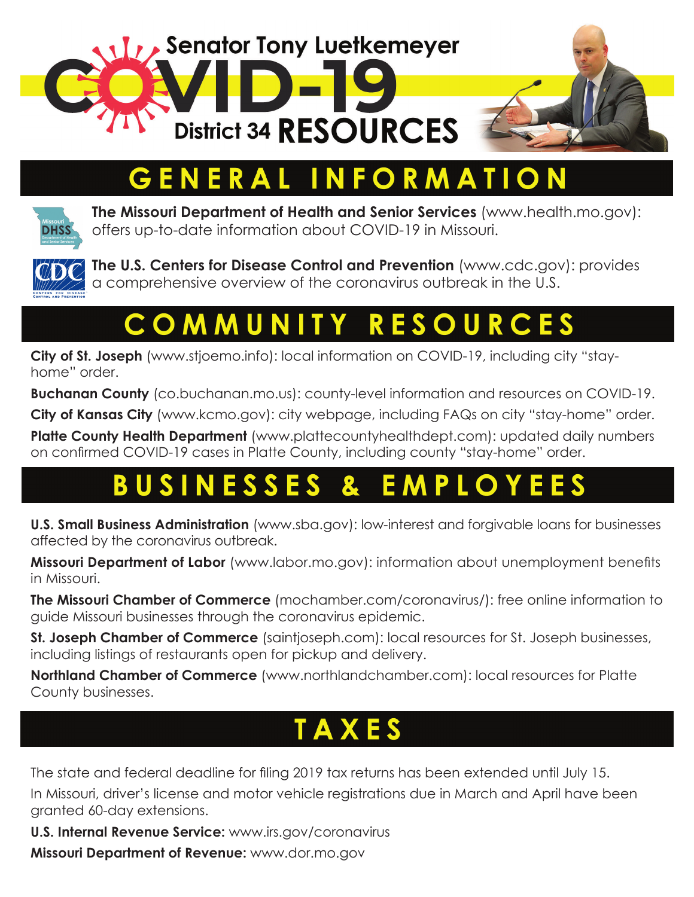# Senator Tony Luetkemeyer COVID-19 District 34 RESOURCES

## GENERAL INFORMATION

**The Missouri Department of Health and Senior Services** (www.health.mo.gov): offers up-to-date information about COVID-19 in Missouri.

**The U.S. Centers for Disease Control and Prevention** (www.cdc.gov): provides a comprehensive overview of the coronavirus outbreak in the U.S.

## COMMUNITY RESOURCES

**City of St. Joseph** (www.stjoemo.info): local information on COVID-19, including city "stay-home" order.

**Buchanan County** (co.buchanan.mo.us): county-level information and resources on COVID-19.

**City of Kansas City** (www.kcmo.gov): city webpage, including FAQs on city "stay-home" order.

**Platte County Health Department** (www.plattecountyhealthdept.com): updated daily numbers on confirmed COVID-19 cases in Platte County, including county "stay-home" order.

## BUSINESSES & EMPLOYEES

**U.S. Small Business Administration** (www.sba.gov): low-interest and forgivable loans for businesses affected by the coronavirus outbreak.

**Missouri Department of Labor** (www.labor.mo.gov): information about unemployment benefits in Missouri.

**The Missouri Chamber of Commerce** (mochamber.com/coronavirus/): free online information to guide Missouri businesses through the coronavirus epidemic.

**St. Joseph Chamber of Commerce** (saintjoseph.com): local resources for St. Joseph businesses, including listings of restaurants open for pickup and delivery.

**Northland Chamber of Commerce** (www.northlandchamber.com): local resources for Platte County businesses.

## TAXES

The state and federal deadline for filing 2019 tax returns has been extended until July 15.

In Missouri, driver's license and motor vehicle registrations due in March and April have been granted 60-day extensions.

**U.S. Internal Revenue Service:** www.irs.gov/coronavirus

**Missouri Department of Revenue:** www.dor.mo.gov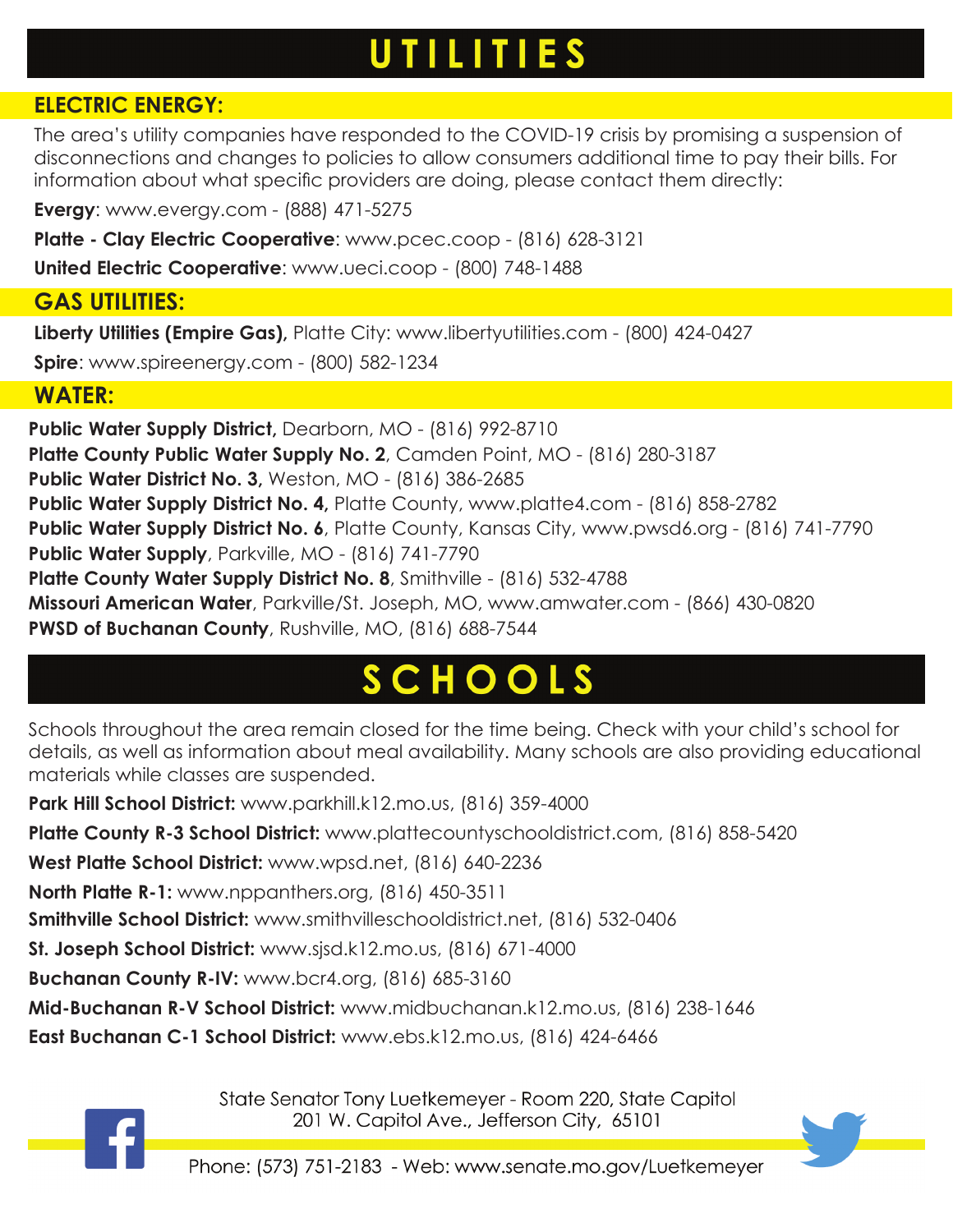# UTILITIES

## ELECTRIC ENERGY:

The area's utility companies have responded to the COVID-19 crisis by promising a suspension of disconnections and changes to policies to allow consumers additional time to pay their bills. For information about what specific providers are doing, please contact them directly:

**Evergy**: www.evergy.com - (888) 471-5275

**Platte - Clay Electric Cooperative**: www.pcec.coop - (816) 628-3121

**United Electric Cooperative**: www.ueci.coop - (800) 748-1488

## GAS UTILITIES:

**Liberty Utilities (Empire Gas),** Platte City: www.libertyutilities.com - (800) 424-0427

**Spire**: www.spireenergy.com - (800) 582-1234

## WATER:

**Public Water Supply District,** Dearborn, MO - (816) 992-8710
**Platte County Public Water Supply No. 2**, Camden Point, MO - (816) 280-3187
**Public Water District No. 3,** Weston, MO - (816) 386-2685
**Public Water Supply District No. 4,** Platte County, www.platte4.com - (816) 858-2782
**Public Water Supply District No. 6**, Platte County, Kansas City, www.pwsd6.org - (816) 741-7790
**Public Water Supply**, Parkville, MO - (816) 741-7790
**Platte County Water Supply District No. 8**, Smithville - (816) 532-4788
**Missouri American Water**, Parkville/St. Joseph, MO, www.amwater.com - (866) 430-0820
**PWSD of Buchanan County**, Rushville, MO, (816) 688-7544

# SCHOOLS

Schools throughout the area remain closed for the time being. Check with your child's school for details, as well as information about meal availability. Many schools are also providing educational materials while classes are suspended.

**Park Hill School District:** www.parkhill.k12.mo.us, (816) 359-4000

**Platte County R-3 School District:** www.plattecountyschooldistrict.com, (816) 858-5420

**West Platte School District:** www.wpsd.net, (816) 640-2236

**North Platte R-1:** www.nppanthers.org, (816) 450-3511

**Smithville School District:** www.smithvilleschooldistrict.net, (816) 532-0406

**St. Joseph School District:** www.sjsd.k12.mo.us, (816) 671-4000

**Buchanan County R-IV:** www.bcr4.org, (816) 685-3160

**Mid-Buchanan R-V School District:** www.midbuchanan.k12.mo.us, (816) 238-1646

**East Buchanan C-1 School District:** www.ebs.k12.mo.us, (816) 424-6466

State Senator Tony Luetkemeyer - Room 220, State Capitol
201 W. Capitol Ave., Jefferson City, 65101

Phone: (573) 751-2183 - Web: www.senate.mo.gov/Luetkemeyer